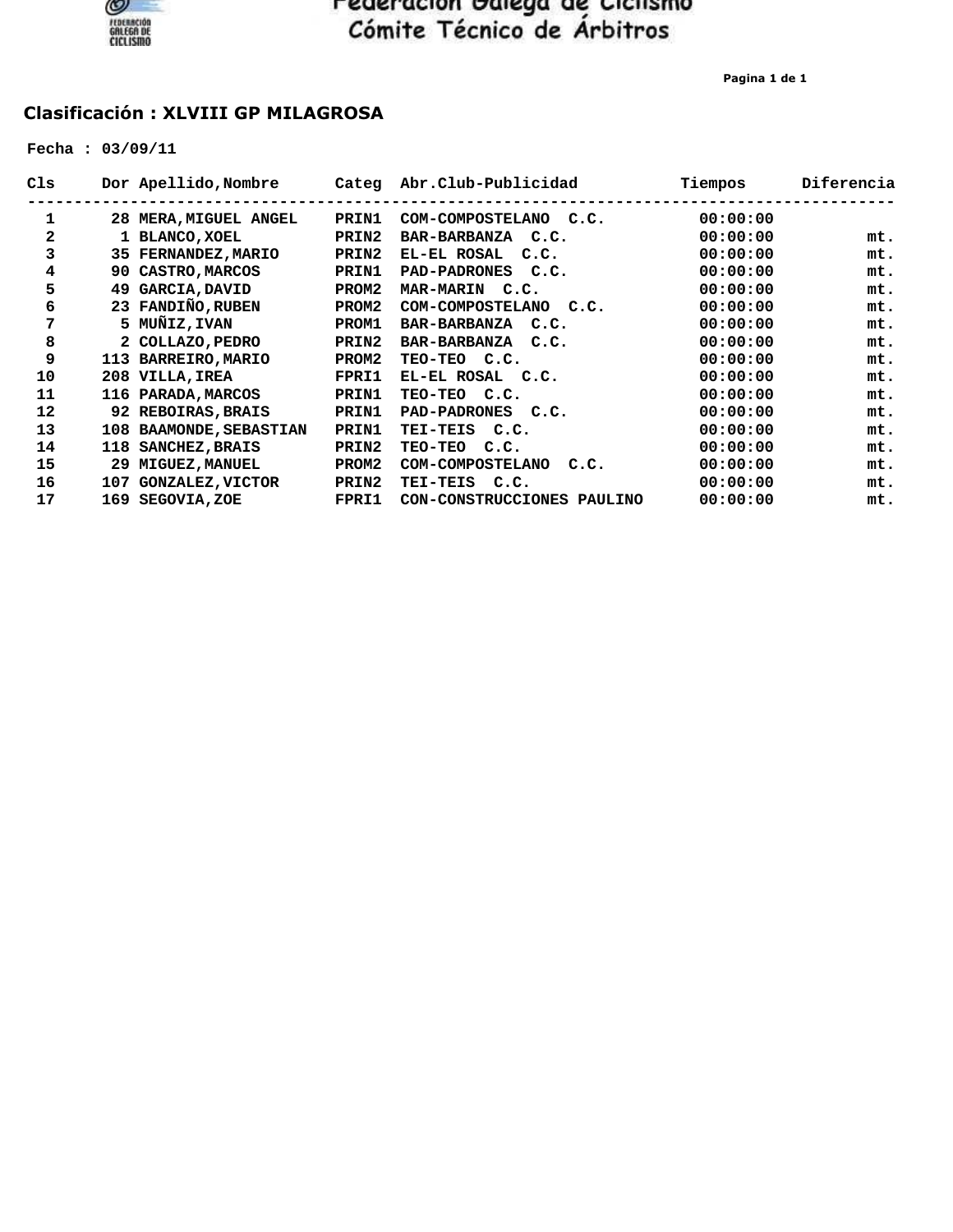Federación Galega de Ciclismo
Cómite Técnico de Árbitros

## Clasificación : XLVIII GP MILAGROSA

**Fecha : 03/09/11**

| Cls | Dor | Apellido,Nombre | Categ | Abr.Club-Publicidad | Tiempos | Diferencia |
|---|---|---|---|---|---|---|
| 1 | 28 | MERA,MIGUEL ANGEL | PRIN1 | COM-COMPOSTELANO C.C. | 00:00:00 | |
| 2 | 1 | BLANCO,XOEL | PRIN2 | BAR-BARBANZA C.C. | 00:00:00 | mt. |
| 3 | 35 | FERNANDEZ,MARIO | PRIN2 | EL-EL ROSAL C.C. | 00:00:00 | mt. |
| 4 | 90 | CASTRO,MARCOS | PRIN1 | PAD-PADRONES C.C. | 00:00:00 | mt. |
| 5 | 49 | GARCIA,DAVID | PROM2 | MAR-MARIN C.C. | 00:00:00 | mt. |
| 6 | 23 | FANDIÑO,RUBEN | PROM2 | COM-COMPOSTELANO C.C. | 00:00:00 | mt. |
| 7 | 5 | MUÑIZ,IVAN | PROM1 | BAR-BARBANZA C.C. | 00:00:00 | mt. |
| 8 | 2 | COLLAZO,PEDRO | PRIN2 | BAR-BARBANZA C.C. | 00:00:00 | mt. |
| 9 | 113 | BARREIRO,MARIO | PROM2 | TEO-TEO C.C. | 00:00:00 | mt. |
| 10 | 208 | VILLA,IREA | FPRI1 | EL-EL ROSAL C.C. | 00:00:00 | mt. |
| 11 | 116 | PARADA,MARCOS | PRIN1 | TEO-TEO C.C. | 00:00:00 | mt. |
| 12 | 92 | REBOIRAS,BRAIS | PRIN1 | PAD-PADRONES C.C. | 00:00:00 | mt. |
| 13 | 108 | BAAMONDE,SEBASTIAN | PRIN1 | TEI-TEIS C.C. | 00:00:00 | mt. |
| 14 | 118 | SANCHEZ,BRAIS | PRIN2 | TEO-TEO C.C. | 00:00:00 | mt. |
| 15 | 29 | MIGUEZ,MANUEL | PROM2 | COM-COMPOSTELANO C.C. | 00:00:00 | mt. |
| 16 | 107 | GONZALEZ,VICTOR | PRIN2 | TEI-TEIS C.C. | 00:00:00 | mt. |
| 17 | 169 | SEGOVIA,ZOE | FPRI1 | CON-CONSTRUCCIONES PAULINO | 00:00:00 | mt. |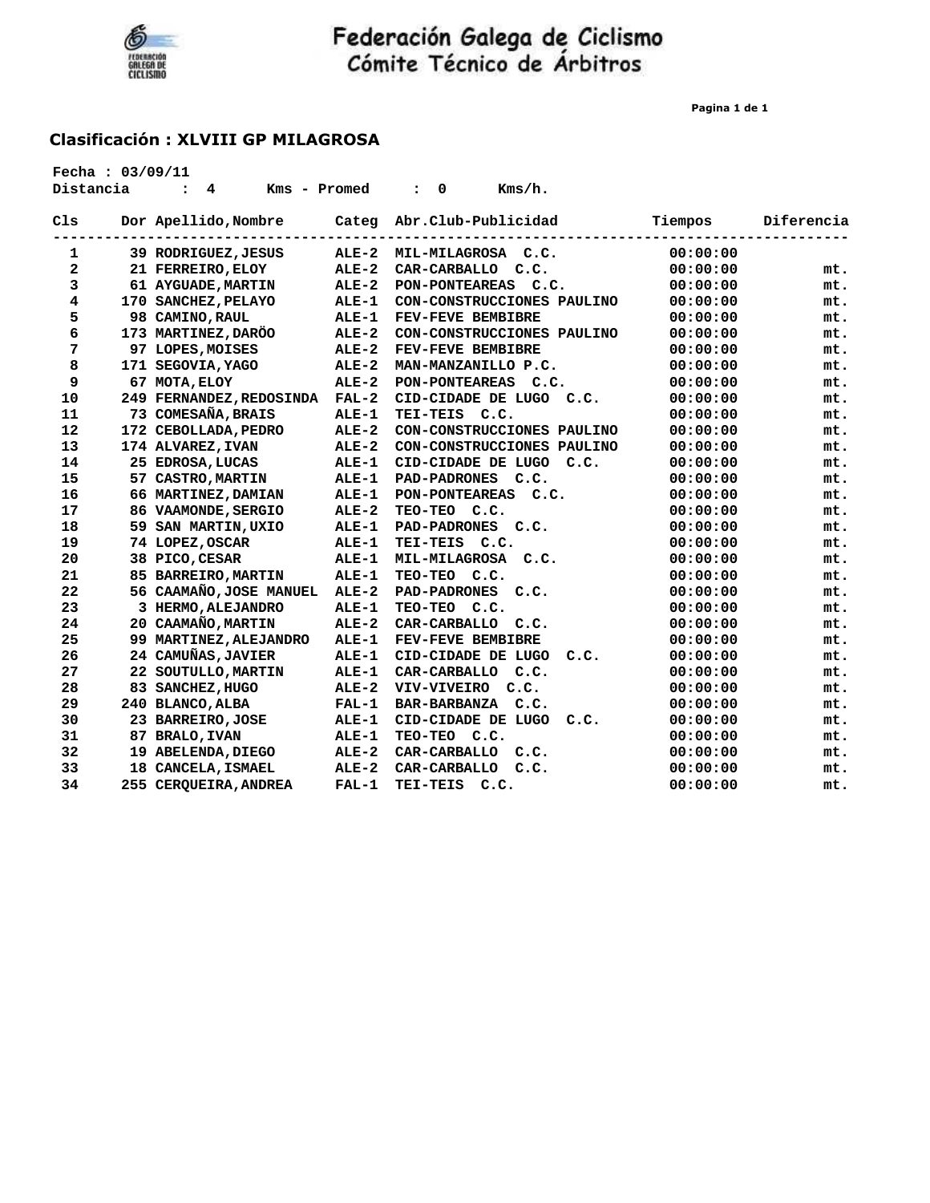# Federación Galega de Ciclismo
## Cómite Técnico de Árbitros

### Clasificación : XLVIII GP MILAGROSA

Fecha : 03/09/11
Distancia : 4 Kms - Promed : 0 Kms/h.

| Cls | Dor | Apellido,Nombre | Categ | Abr.Club-Publicidad | Tiempos | Diferencia |
|---|---|---|---|---|---|---|
| 1 | 39 | RODRIGUEZ,JESUS | ALE-2 | MIL-MILAGROSA C.C. | 00:00:00 | |
| 2 | 21 | FERREIRO,ELOY | ALE-2 | CAR-CARBALLO C.C. | 00:00:00 | mt. |
| 3 | 61 | AYGUADE,MARTIN | ALE-2 | PON-PONTEAREAS C.C. | 00:00:00 | mt. |
| 4 | 170 | SANCHEZ,PELAYO | ALE-1 | CON-CONSTRUCCIONES PAULINO | 00:00:00 | mt. |
| 5 | 98 | CAMINO,RAUL | ALE-1 | FEV-FEVE BEMBIBRE | 00:00:00 | mt. |
| 6 | 173 | MARTINEZ,DARÖO | ALE-2 | CON-CONSTRUCCIONES PAULINO | 00:00:00 | mt. |
| 7 | 97 | LOPES,MOISES | ALE-2 | FEV-FEVE BEMBIBRE | 00:00:00 | mt. |
| 8 | 171 | SEGOVIA,YAGO | ALE-2 | MAN-MANZANILLO P.C. | 00:00:00 | mt. |
| 9 | 67 | MOTA,ELOY | ALE-2 | PON-PONTEAREAS C.C. | 00:00:00 | mt. |
| 10 | 249 | FERNANDEZ,REDOSINDA | FAL-2 | CID-CIDADE DE LUGO C.C. | 00:00:00 | mt. |
| 11 | 73 | COMESAÑA,BRAIS | ALE-1 | TEI-TEIS C.C. | 00:00:00 | mt. |
| 12 | 172 | CEBOLLADA,PEDRO | ALE-2 | CON-CONSTRUCCIONES PAULINO | 00:00:00 | mt. |
| 13 | 174 | ALVAREZ,IVAN | ALE-2 | CON-CONSTRUCCIONES PAULINO | 00:00:00 | mt. |
| 14 | 25 | EDROSA,LUCAS | ALE-1 | CID-CIDADE DE LUGO C.C. | 00:00:00 | mt. |
| 15 | 57 | CASTRO,MARTIN | ALE-1 | PAD-PADRONES C.C. | 00:00:00 | mt. |
| 16 | 66 | MARTINEZ,DAMIAN | ALE-1 | PON-PONTEAREAS C.C. | 00:00:00 | mt. |
| 17 | 86 | VAAMONDE,SERGIO | ALE-2 | TEO-TEO C.C. | 00:00:00 | mt. |
| 18 | 59 | SAN MARTIN,UXIO | ALE-1 | PAD-PADRONES C.C. | 00:00:00 | mt. |
| 19 | 74 | LOPEZ,OSCAR | ALE-1 | TEI-TEIS C.C. | 00:00:00 | mt. |
| 20 | 38 | PICO,CESAR | ALE-1 | MIL-MILAGROSA C.C. | 00:00:00 | mt. |
| 21 | 85 | BARREIRO,MARTIN | ALE-1 | TEO-TEO C.C. | 00:00:00 | mt. |
| 22 | 56 | CAAMAÑO,JOSE MANUEL | ALE-2 | PAD-PADRONES C.C. | 00:00:00 | mt. |
| 23 | 3 | HERMO,ALEJANDRO | ALE-1 | TEO-TEO C.C. | 00:00:00 | mt. |
| 24 | 20 | CAAMAÑO,MARTIN | ALE-2 | CAR-CARBALLO C.C. | 00:00:00 | mt. |
| 25 | 99 | MARTINEZ,ALEJANDRO | ALE-1 | FEV-FEVE BEMBIBRE | 00:00:00 | mt. |
| 26 | 24 | CAMUÑAS,JAVIER | ALE-1 | CID-CIDADE DE LUGO C.C. | 00:00:00 | mt. |
| 27 | 22 | SOUTULLO,MARTIN | ALE-1 | CAR-CARBALLO C.C. | 00:00:00 | mt. |
| 28 | 83 | SANCHEZ,HUGO | ALE-2 | VIV-VIVEIRO C.C. | 00:00:00 | mt. |
| 29 | 240 | BLANCO,ALBA | FAL-1 | BAR-BARBANZA C.C. | 00:00:00 | mt. |
| 30 | 23 | BARREIRO,JOSE | ALE-1 | CID-CIDADE DE LUGO C.C. | 00:00:00 | mt. |
| 31 | 87 | BRALO,IVAN | ALE-1 | TEO-TEO C.C. | 00:00:00 | mt. |
| 32 | 19 | ABELENDA,DIEGO | ALE-2 | CAR-CARBALLO C.C. | 00:00:00 | mt. |
| 33 | 18 | CANCELA,ISMAEL | ALE-2 | CAR-CARBALLO C.C. | 00:00:00 | mt. |
| 34 | 255 | CERQUEIRA,ANDREA | FAL-1 | TEI-TEIS C.C. | 00:00:00 | mt. |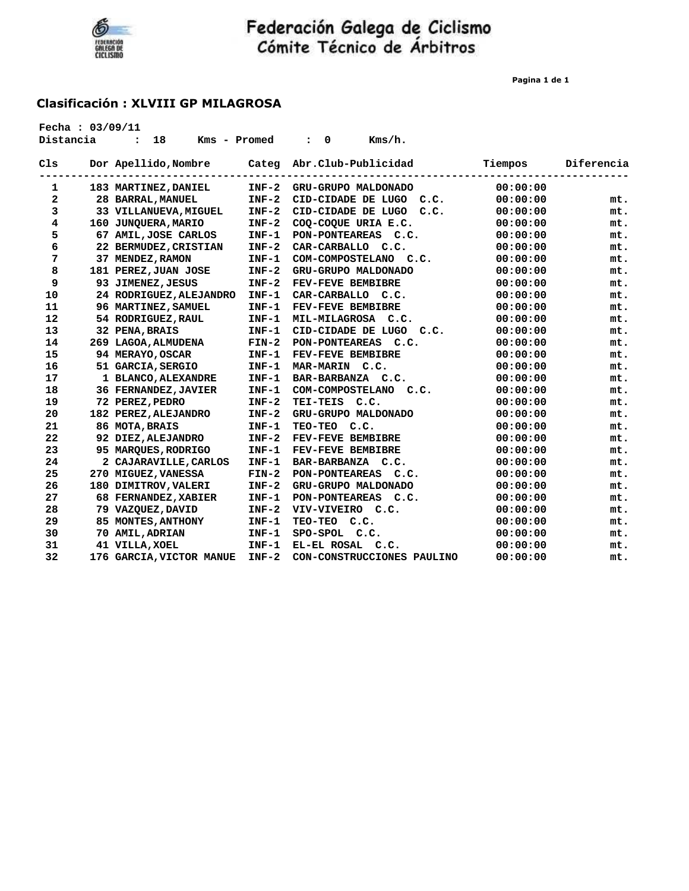# Federación Galega de Ciclismo
## Cómite Técnico de Árbitros

### Clasificación : XLVIII GP MILAGROSA

**Fecha : 03/09/11**
**Distancia : 18 Kms - Promed : 0 Kms/h.**

| Cls | Dor | Apellido,Nombre | Categ | Abr.Club-Publicidad | Tiempos | Diferencia |
|---|---|---|---|---|---|---|
| 1 | 183 | MARTINEZ,DANIEL | INF-2 | GRU-GRUPO MALDONADO | 00:00:00 | |
| 2 | 28 | BARRAL,MANUEL | INF-2 | CID-CIDADE DE LUGO C.C. | 00:00:00 | mt. |
| 3 | 33 | VILLANUEVA,MIGUEL | INF-2 | CID-CIDADE DE LUGO C.C. | 00:00:00 | mt. |
| 4 | 160 | JUNQUERA,MARIO | INF-2 | COQ-COQUE URIA E.C. | 00:00:00 | mt. |
| 5 | 67 | AMIL,JOSE CARLOS | INF-1 | PON-PONTEAREAS C.C. | 00:00:00 | mt. |
| 6 | 22 | BERMUDEZ,CRISTIAN | INF-2 | CAR-CARBALLO C.C. | 00:00:00 | mt. |
| 7 | 37 | MENDEZ,RAMON | INF-1 | COM-COMPOSTELANO C.C. | 00:00:00 | mt. |
| 8 | 181 | PEREZ,JUAN JOSE | INF-2 | GRU-GRUPO MALDONADO | 00:00:00 | mt. |
| 9 | 93 | JIMENEZ,JESUS | INF-2 | FEV-FEVE BEMBIBRE | 00:00:00 | mt. |
| 10 | 24 | RODRIGUEZ,ALEJANDRO | INF-1 | CAR-CARBALLO C.C. | 00:00:00 | mt. |
| 11 | 96 | MARTINEZ,SAMUEL | INF-1 | FEV-FEVE BEMBIBRE | 00:00:00 | mt. |
| 12 | 54 | RODRIGUEZ,RAUL | INF-1 | MIL-MILAGROSA C.C. | 00:00:00 | mt. |
| 13 | 32 | PENA,BRAIS | INF-1 | CID-CIDADE DE LUGO C.C. | 00:00:00 | mt. |
| 14 | 269 | LAGOA,ALMUDENA | FIN-2 | PON-PONTEAREAS C.C. | 00:00:00 | mt. |
| 15 | 94 | MERAYO,OSCAR | INF-1 | FEV-FEVE BEMBIBRE | 00:00:00 | mt. |
| 16 | 51 | GARCIA,SERGIO | INF-1 | MAR-MARIN C.C. | 00:00:00 | mt. |
| 17 | 1 | BLANCO,ALEXANDRE | INF-1 | BAR-BARBANZA C.C. | 00:00:00 | mt. |
| 18 | 36 | FERNANDEZ,JAVIER | INF-1 | COM-COMPOSTELANO C.C. | 00:00:00 | mt. |
| 19 | 72 | PEREZ,PEDRO | INF-2 | TEI-TEIS C.C. | 00:00:00 | mt. |
| 20 | 182 | PEREZ,ALEJANDRO | INF-2 | GRU-GRUPO MALDONADO | 00:00:00 | mt. |
| 21 | 86 | MOTA,BRAIS | INF-1 | TEO-TEO C.C. | 00:00:00 | mt. |
| 22 | 92 | DIEZ,ALEJANDRO | INF-2 | FEV-FEVE BEMBIBRE | 00:00:00 | mt. |
| 23 | 95 | MARQUES,RODRIGO | INF-1 | FEV-FEVE BEMBIBRE | 00:00:00 | mt. |
| 24 | 2 | CAJARAVILLE,CARLOS | INF-1 | BAR-BARBANZA C.C. | 00:00:00 | mt. |
| 25 | 270 | MIGUEZ,VANESSA | FIN-2 | PON-PONTEAREAS C.C. | 00:00:00 | mt. |
| 26 | 180 | DIMITROV,VALERI | INF-2 | GRU-GRUPO MALDONADO | 00:00:00 | mt. |
| 27 | 68 | FERNANDEZ,XABIER | INF-1 | PON-PONTEAREAS C.C. | 00:00:00 | mt. |
| 28 | 79 | VAZQUEZ,DAVID | INF-2 | VIV-VIVEIRO C.C. | 00:00:00 | mt. |
| 29 | 85 | MONTES,ANTHONY | INF-1 | TEO-TEO C.C. | 00:00:00 | mt. |
| 30 | 70 | AMIL,ADRIAN | INF-1 | SPO-SPOL C.C. | 00:00:00 | mt. |
| 31 | 41 | VILLA,XOEL | INF-1 | EL-EL ROSAL C.C. | 00:00:00 | mt. |
| 32 | 176 | GARCIA,VICTOR MANUE | INF-2 | CON-CONSTRUCCIONES PAULINO | 00:00:00 | mt. |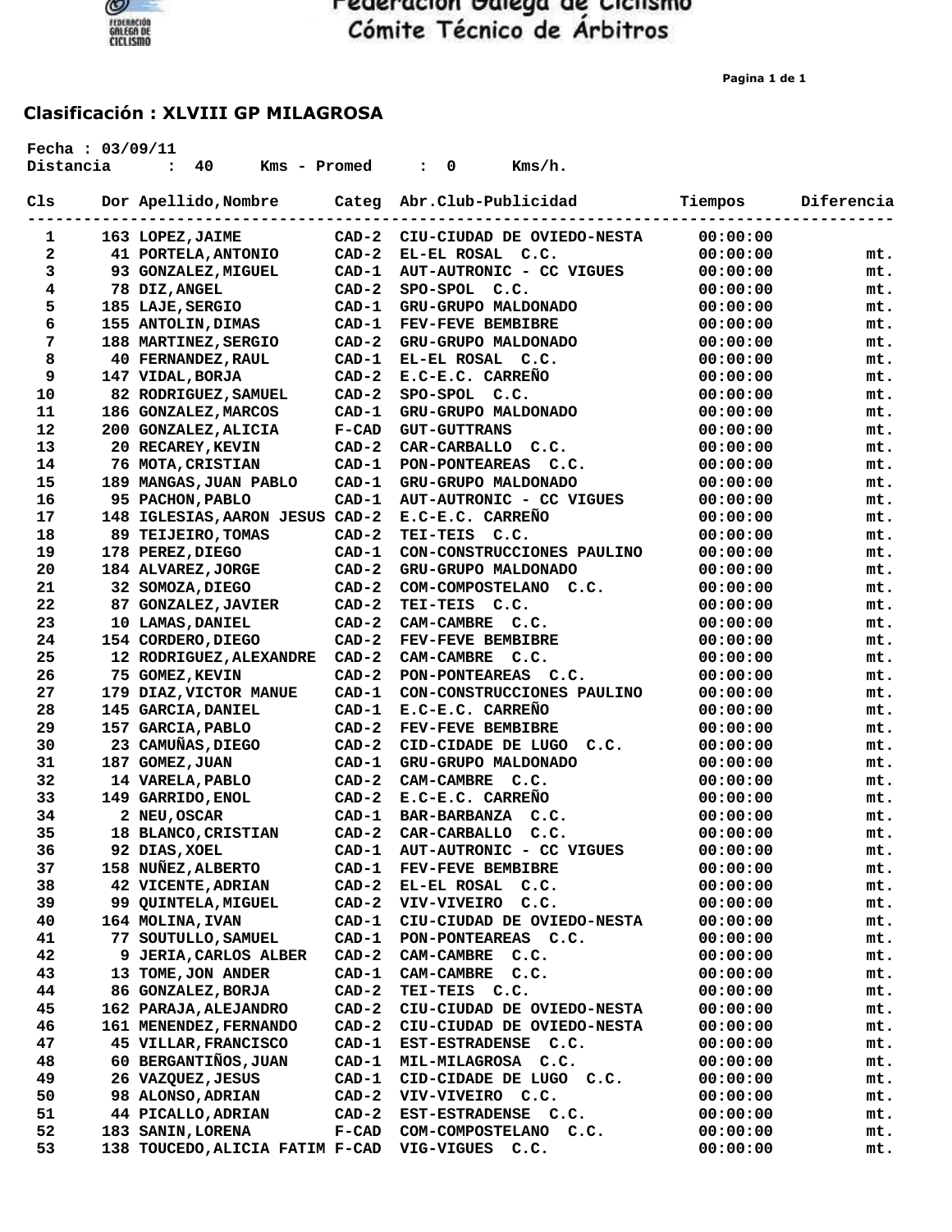Federación Galega de Ciclismo
Cómite Técnico de Árbitros

## Clasificación : XLVIII GP MILAGROSA

Fecha : 03/09/11
Distancia : 40 Kms - Promed : 0 Kms/h.

| Cls | Dor | Apellido,Nombre | Categ | Abr.Club-Publicidad | Tiempos | Diferencia |
|---|---|---|---|---|---|---|
| 1 | 163 | LOPEZ,JAIME | CAD-2 | CIU-CIUDAD DE OVIEDO-NESTA | 00:00:00 | |
| 2 | 41 | PORTELA,ANTONIO | CAD-2 | EL-EL ROSAL C.C. | 00:00:00 | mt. |
| 3 | 93 | GONZALEZ,MIGUEL | CAD-1 | AUT-AUTRONIC - CC VIGUES | 00:00:00 | mt. |
| 4 | 78 | DIZ,ANGEL | CAD-2 | SPO-SPOL C.C. | 00:00:00 | mt. |
| 5 | 185 | LAJE,SERGIO | CAD-1 | GRU-GRUPO MALDONADO | 00:00:00 | mt. |
| 6 | 155 | ANTOLIN,DIMAS | CAD-1 | FEV-FEVE BEMBIBRE | 00:00:00 | mt. |
| 7 | 188 | MARTINEZ,SERGIO | CAD-2 | GRU-GRUPO MALDONADO | 00:00:00 | mt. |
| 8 | 40 | FERNANDEZ,RAUL | CAD-1 | EL-EL ROSAL C.C. | 00:00:00 | mt. |
| 9 | 147 | VIDAL,BORJA | CAD-2 | E.C-E.C. CARREÑO | 00:00:00 | mt. |
| 10 | 82 | RODRIGUEZ,SAMUEL | CAD-2 | SPO-SPOL C.C. | 00:00:00 | mt. |
| 11 | 186 | GONZALEZ,MARCOS | CAD-1 | GRU-GRUPO MALDONADO | 00:00:00 | mt. |
| 12 | 200 | GONZALEZ,ALICIA | F-CAD | GUT-GUTTRANS | 00:00:00 | mt. |
| 13 | 20 | RECAREY,KEVIN | CAD-2 | CAR-CARBALLO C.C. | 00:00:00 | mt. |
| 14 | 76 | MOTA,CRISTIAN | CAD-1 | PON-PONTEAREAS C.C. | 00:00:00 | mt. |
| 15 | 189 | MANGAS,JUAN PABLO | CAD-1 | GRU-GRUPO MALDONADO | 00:00:00 | mt. |
| 16 | 95 | PACHON,PABLO | CAD-1 | AUT-AUTRONIC - CC VIGUES | 00:00:00 | mt. |
| 17 | 148 | IGLESIAS,AARON JESUS | CAD-2 | E.C-E.C. CARREÑO | 00:00:00 | mt. |
| 18 | 89 | TEIJEIRO,TOMAS | CAD-2 | TEI-TEIS C.C. | 00:00:00 | mt. |
| 19 | 178 | PEREZ,DIEGO | CAD-1 | CON-CONSTRUCCIONES PAULINO | 00:00:00 | mt. |
| 20 | 184 | ALVAREZ,JORGE | CAD-2 | GRU-GRUPO MALDONADO | 00:00:00 | mt. |
| 21 | 32 | SOMOZA,DIEGO | CAD-2 | COM-COMPOSTELANO C.C. | 00:00:00 | mt. |
| 22 | 87 | GONZALEZ,JAVIER | CAD-2 | TEI-TEIS C.C. | 00:00:00 | mt. |
| 23 | 10 | LAMAS,DANIEL | CAD-2 | CAM-CAMBRE C.C. | 00:00:00 | mt. |
| 24 | 154 | CORDERO,DIEGO | CAD-2 | FEV-FEVE BEMBIBRE | 00:00:00 | mt. |
| 25 | 12 | RODRIGUEZ,ALEXANDRE | CAD-2 | CAM-CAMBRE C.C. | 00:00:00 | mt. |
| 26 | 75 | GOMEZ,KEVIN | CAD-2 | PON-PONTEAREAS C.C. | 00:00:00 | mt. |
| 27 | 179 | DIAZ,VICTOR MANUE | CAD-1 | CON-CONSTRUCCIONES PAULINO | 00:00:00 | mt. |
| 28 | 145 | GARCIA,DANIEL | CAD-1 | E.C-E.C. CARREÑO | 00:00:00 | mt. |
| 29 | 157 | GARCIA,PABLO | CAD-2 | FEV-FEVE BEMBIBRE | 00:00:00 | mt. |
| 30 | 23 | CAMUÑAS,DIEGO | CAD-2 | CID-CIDADE DE LUGO C.C. | 00:00:00 | mt. |
| 31 | 187 | GOMEZ,JUAN | CAD-1 | GRU-GRUPO MALDONADO | 00:00:00 | mt. |
| 32 | 14 | VARELA,PABLO | CAD-2 | CAM-CAMBRE C.C. | 00:00:00 | mt. |
| 33 | 149 | GARRIDO,ENOL | CAD-2 | E.C-E.C. CARREÑO | 00:00:00 | mt. |
| 34 | 2 | NEU,OSCAR | CAD-1 | BAR-BARBANZA C.C. | 00:00:00 | mt. |
| 35 | 18 | BLANCO,CRISTIAN | CAD-2 | CAR-CARBALLO C.C. | 00:00:00 | mt. |
| 36 | 92 | DIAS,XOEL | CAD-1 | AUT-AUTRONIC - CC VIGUES | 00:00:00 | mt. |
| 37 | 158 | NUÑEZ,ALBERTO | CAD-1 | FEV-FEVE BEMBIBRE | 00:00:00 | mt. |
| 38 | 42 | VICENTE,ADRIAN | CAD-2 | EL-EL ROSAL C.C. | 00:00:00 | mt. |
| 39 | 99 | QUINTELA,MIGUEL | CAD-2 | VIV-VIVEIRO C.C. | 00:00:00 | mt. |
| 40 | 164 | MOLINA,IVAN | CAD-1 | CIU-CIUDAD DE OVIEDO-NESTA | 00:00:00 | mt. |
| 41 | 77 | SOUTULLO,SAMUEL | CAD-1 | PON-PONTEAREAS C.C. | 00:00:00 | mt. |
| 42 | 9 | JERIA,CARLOS ALBER | CAD-2 | CAM-CAMBRE C.C. | 00:00:00 | mt. |
| 43 | 13 | TOME,JON ANDER | CAD-1 | CAM-CAMBRE C.C. | 00:00:00 | mt. |
| 44 | 86 | GONZALEZ,BORJA | CAD-2 | TEI-TEIS C.C. | 00:00:00 | mt. |
| 45 | 162 | PARAJA,ALEJANDRO | CAD-2 | CIU-CIUDAD DE OVIEDO-NESTA | 00:00:00 | mt. |
| 46 | 161 | MENENDEZ,FERNANDO | CAD-2 | CIU-CIUDAD DE OVIEDO-NESTA | 00:00:00 | mt. |
| 47 | 45 | VILLAR,FRANCISCO | CAD-1 | EST-ESTRADENSE C.C. | 00:00:00 | mt. |
| 48 | 60 | BERGANTIÑOS,JUAN | CAD-1 | MIL-MILAGROSA C.C. | 00:00:00 | mt. |
| 49 | 26 | VAZQUEZ,JESUS | CAD-1 | CID-CIDADE DE LUGO C.C. | 00:00:00 | mt. |
| 50 | 98 | ALONSO,ADRIAN | CAD-2 | VIV-VIVEIRO C.C. | 00:00:00 | mt. |
| 51 | 44 | PICALLO,ADRIAN | CAD-2 | EST-ESTRADENSE C.C. | 00:00:00 | mt. |
| 52 | 183 | SANIN,LORENA | F-CAD | COM-COMPOSTELANO C.C. | 00:00:00 | mt. |
| 53 | 138 | TOUCEDO,ALICIA FATIM | F-CAD | VIG-VIGUES C.C. | 00:00:00 | mt. |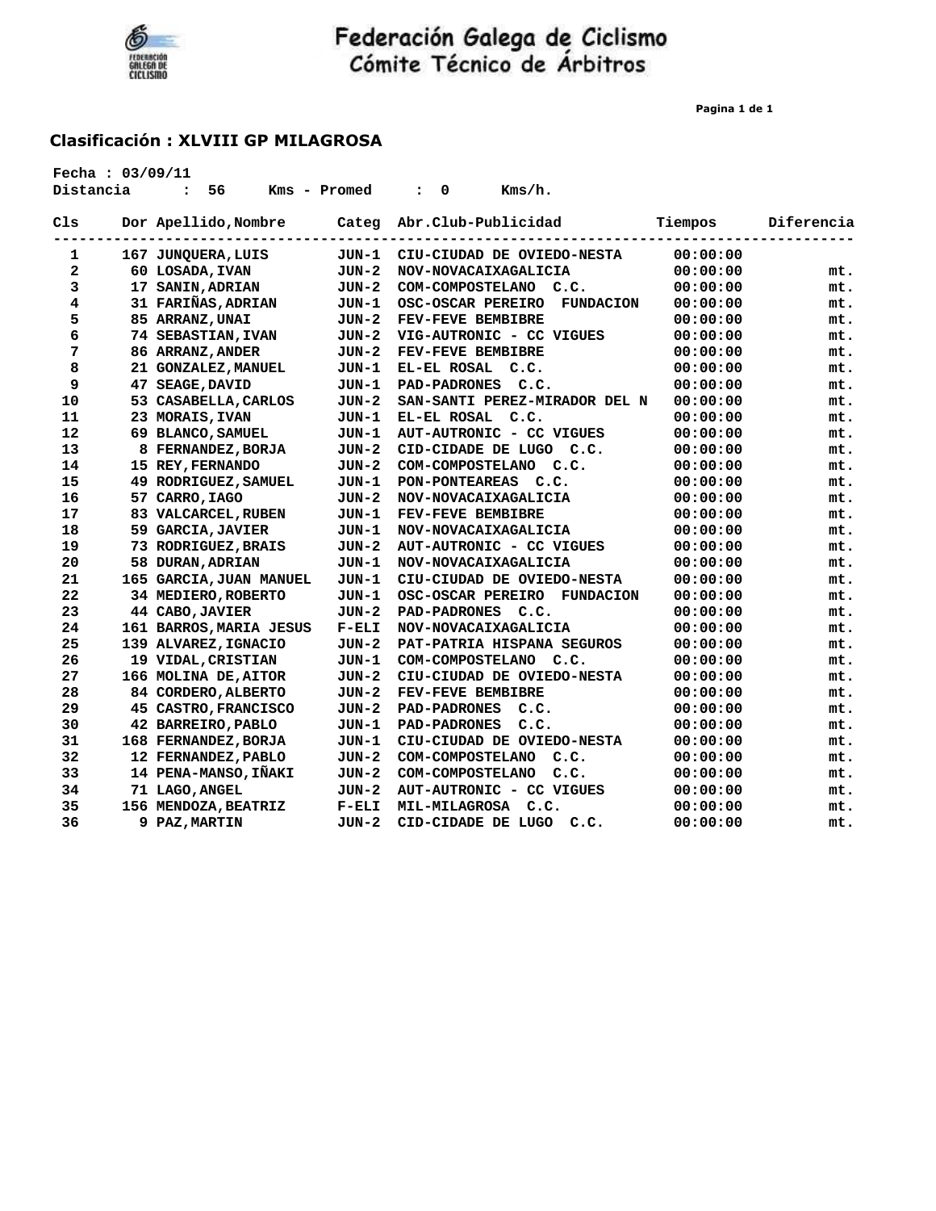Federación Galega de Ciclismo
Cómite Técnico de Árbitros

## Clasificación : XLVIII GP MILAGROSA

**Fecha : 03/09/11**
**Distancia : 56 Kms - Promed : 0 Kms/h.**

| Cls | Dor | Apellido,Nombre | Categ | Abr.Club-Publicidad | Tiempos | Diferencia |
|---|---|---|---|---|---|---|
| 1 | 167 | JUNQUERA,LUIS | JUN-1 | CIU-CIUDAD DE OVIEDO-NESTA | 00:00:00 | |
| 2 | 60 | LOSADA,IVAN | JUN-2 | NOV-NOVACAIXAGALICIA | 00:00:00 | mt. |
| 3 | 17 | SANIN,ADRIAN | JUN-2 | COM-COMPOSTELANO C.C. | 00:00:00 | mt. |
| 4 | 31 | FARIÑAS,ADRIAN | JUN-1 | OSC-OSCAR PEREIRO FUNDACION | 00:00:00 | mt. |
| 5 | 85 | ARRANZ,UNAI | JUN-2 | FEV-FEVE BEMBIBRE | 00:00:00 | mt. |
| 6 | 74 | SEBASTIAN,IVAN | JUN-2 | VIG-AUTRONIC - CC VIGUES | 00:00:00 | mt. |
| 7 | 86 | ARRANZ,ANDER | JUN-2 | FEV-FEVE BEMBIBRE | 00:00:00 | mt. |
| 8 | 21 | GONZALEZ,MANUEL | JUN-1 | EL-EL ROSAL C.C. | 00:00:00 | mt. |
| 9 | 47 | SEAGE,DAVID | JUN-1 | PAD-PADRONES C.C. | 00:00:00 | mt. |
| 10 | 53 | CASABELLA,CARLOS | JUN-2 | SAN-SANTI PEREZ-MIRADOR DEL N | 00:00:00 | mt. |
| 11 | 23 | MORAIS,IVAN | JUN-1 | EL-EL ROSAL C.C. | 00:00:00 | mt. |
| 12 | 69 | BLANCO,SAMUEL | JUN-1 | AUT-AUTRONIC - CC VIGUES | 00:00:00 | mt. |
| 13 | 8 | FERNANDEZ,BORJA | JUN-2 | CID-CIDADE DE LUGO C.C. | 00:00:00 | mt. |
| 14 | 15 | REY,FERNANDO | JUN-2 | COM-COMPOSTELANO C.C. | 00:00:00 | mt. |
| 15 | 49 | RODRIGUEZ,SAMUEL | JUN-1 | PON-PONTEAREAS C.C. | 00:00:00 | mt. |
| 16 | 57 | CARRO,IAGO | JUN-2 | NOV-NOVACAIXAGALICIA | 00:00:00 | mt. |
| 17 | 83 | VALCARCEL,RUBEN | JUN-1 | FEV-FEVE BEMBIBRE | 00:00:00 | mt. |
| 18 | 59 | GARCIA,JAVIER | JUN-1 | NOV-NOVACAIXAGALICIA | 00:00:00 | mt. |
| 19 | 73 | RODRIGUEZ,BRAIS | JUN-2 | AUT-AUTRONIC - CC VIGUES | 00:00:00 | mt. |
| 20 | 58 | DURAN,ADRIAN | JUN-1 | NOV-NOVACAIXAGALICIA | 00:00:00 | mt. |
| 21 | 165 | GARCIA,JUAN MANUEL | JUN-1 | CIU-CIUDAD DE OVIEDO-NESTA | 00:00:00 | mt. |
| 22 | 34 | MEDIERO,ROBERTO | JUN-1 | OSC-OSCAR PEREIRO FUNDACION | 00:00:00 | mt. |
| 23 | 44 | CABO,JAVIER | JUN-2 | PAD-PADRONES C.C. | 00:00:00 | mt. |
| 24 | 161 | BARROS,MARIA JESUS | F-ELI | NOV-NOVACAIXAGALICIA | 00:00:00 | mt. |
| 25 | 139 | ALVAREZ,IGNACIO | JUN-2 | PAT-PATRIA HISPANA SEGUROS | 00:00:00 | mt. |
| 26 | 19 | VIDAL,CRISTIAN | JUN-1 | COM-COMPOSTELANO C.C. | 00:00:00 | mt. |
| 27 | 166 | MOLINA DE,AITOR | JUN-2 | CIU-CIUDAD DE OVIEDO-NESTA | 00:00:00 | mt. |
| 28 | 84 | CORDERO,ALBERTO | JUN-2 | FEV-FEVE BEMBIBRE | 00:00:00 | mt. |
| 29 | 45 | CASTRO,FRANCISCO | JUN-2 | PAD-PADRONES C.C. | 00:00:00 | mt. |
| 30 | 42 | BARREIRO,PABLO | JUN-1 | PAD-PADRONES C.C. | 00:00:00 | mt. |
| 31 | 168 | FERNANDEZ,BORJA | JUN-1 | CIU-CIUDAD DE OVIEDO-NESTA | 00:00:00 | mt. |
| 32 | 12 | FERNANDEZ,PABLO | JUN-2 | COM-COMPOSTELANO C.C. | 00:00:00 | mt. |
| 33 | 14 | PENA-MANSO,IÑAKI | JUN-2 | COM-COMPOSTELANO C.C. | 00:00:00 | mt. |
| 34 | 71 | LAGO,ANGEL | JUN-2 | AUT-AUTRONIC - CC VIGUES | 00:00:00 | mt. |
| 35 | 156 | MENDOZA,BEATRIZ | F-ELI | MIL-MILAGROSA C.C. | 00:00:00 | mt. |
| 36 | 9 | PAZ,MARTIN | JUN-2 | CID-CIDADE DE LUGO C.C. | 00:00:00 | mt. |